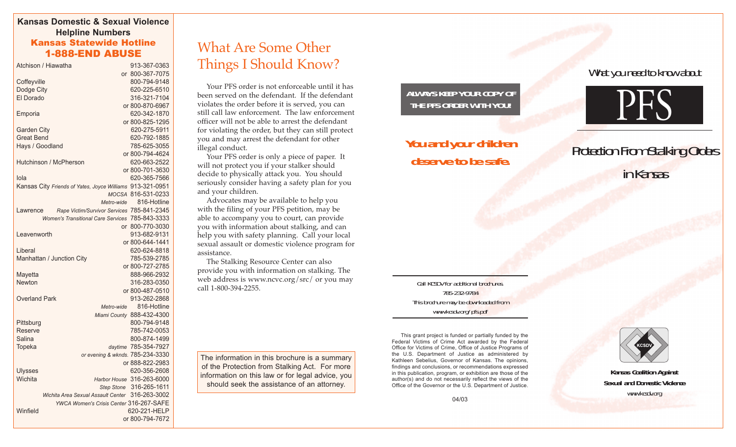## Kansas Domestic & Sexual Violence Helpline Numbers

**Kansas Statewide Hotline**
**1-888-END ABUSE**

| Location | Number |
|---|---|
| Atchison / Hiawatha | 913-367-0363 |
| | or 800-367-7075 |
| Coffeyville | 800-794-9148 |
| Dodge City | 620-225-6510 |
| El Dorado | 316-321-7104 |
| | or 800-870-6967 |
| Emporia | 620-342-1870 |
| | or 800-825-1295 |
| Garden City | 620-275-5911 |
| Great Bend | 620-792-1885 |
| Hays / Goodland | 785-625-3055 |
| | or 800-794-4624 |
| Hutchinson / McPherson | 620-663-2522 |
| | or 800-701-3630 |
| Iola | 620-365-7566 |
| Kansas City *Friends of Yates, Joyce Williams* | 913-321-0951 |
| *MOCSA* | 816-531-0233 |
| *Metro-wide* | 816-Hotline |
| Lawrence *Rape Victim/Survivor Services* | 785-841-2345 |
| *Women's Transitional Care Services* | 785-843-3333 |
| | or 800-770-3030 |
| Leavenworth | 913-682-9131 |
| | or 800-644-1441 |
| Liberal | 620-624-8818 |
| Manhattan / Junction City | 785-539-2785 |
| | or 800-727-2785 |
| Mayetta | 888-966-2932 |
| Newton | 316-283-0350 |
| | or 800-487-0510 |
| Overland Park | 913-262-2868 |
| *Metro-wide* | 816-Hotline |
| *Miami County* | 888-432-4300 |
| Pittsburg | 800-794-9148 |
| Reserve | 785-742-0053 |
| Salina | 800-874-1499 |
| Topeka *daytime* | 785-354-7927 |
| *or evening & wknds.* | 785-234-3330 |
| | or 888-822-2983 |
| Ulysses | 620-356-2608 |
| Wichita *Harbor House* | 316-263-6000 |
| *Step Stone* | 316-265-1611 |
| *Wichita Area Sexual Assault Center* | 316-263-3002 |
| *YWCA Women's Crisis Center* | 316-267-SAFE |
| Winfield | 620-221-HELP |
| | or 800-794-7672 |

# What Are Some Other Things I Should Know?

Your PFS order is not enforceable until it has been served on the defendant. If the defendant violates the order before it is served, you can still call law enforcement. The law enforcement officer will not be able to arrest the defendant for violating the order, but they can still protect you and may arrest the defendant for other illegal conduct.

Your PFS order is only a piece of paper. It will not protect you if your stalker should decide to physically attack you. You should seriously consider having a safety plan for you and your children.

Advocates may be available to help you with the filing of your PFS petition, may be able to accompany you to court, can provide you with information about stalking, and can help you with safety planning. Call your local sexual assault or domestic violence program for assistance.

The Stalking Resource Center can also provide you with information on stalking. The web address is www.ncvc.org/src/ or you may call 1-800-394-2255.

The information in this brochure is a summary of the Protection from Stalking Act. For more information on this law or for legal advice, you should seek the assistance of an attorney.

**ALWAYS KEEP YOUR COPY OF THE PFS ORDER WITH YOU!**

***You and your children deserve to be safe.***

Call KCSDV for additional brochures
785-232-9784
This brochure may be downloaded from
www.kcsdv.org/pfs.pdf

This grant project is funded or partially funded by the Federal Victims of Crime Act awarded by the Federal Office for Victims of Crime, Office of Justice Programs of the U.S. Department of Justice as administered by Kathleen Sebelius, Governor of Kansas. The opinions, findings and conclusions, or recommendations expressed in this publication, program, or exhibition are those of the author(s) and do not necessarily reflect the views of the Office of the Governor or the U.S. Department of Justice.

04/03

What you need to know about

# PFS

## Protection From Stalking Orders in Kansas

KCSDV

**Kansas Coalition Against Sexual and Domestic Violence**
www.kcsdv.org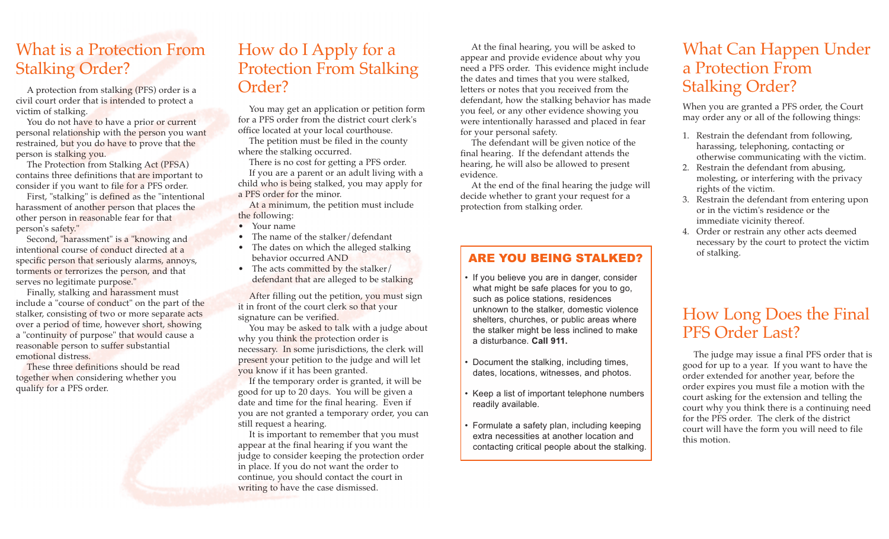## What is a Protection From Stalking Order?

A protection from stalking (PFS) order is a civil court order that is intended to protect a victim of stalking.

You do not have to have a prior or current personal relationship with the person you want restrained, but you do have to prove that the person is stalking you.

The Protection from Stalking Act (PFSA) contains three definitions that are important to consider if you want to file for a PFS order.

First, "stalking" is defined as the "intentional harassment of another person that places the other person in reasonable fear for that person's safety."

Second, "harassment" is a "knowing and intentional course of conduct directed at a specific person that seriously alarms, annoys, torments or terrorizes the person, and that serves no legitimate purpose."

Finally, stalking and harassment must include a "course of conduct" on the part of the stalker, consisting of two or more separate acts over a period of time, however short, showing a "continuity of purpose" that would cause a reasonable person to suffer substantial emotional distress.

These three definitions should be read together when considering whether you qualify for a PFS order.

## How do I Apply for a Protection From Stalking Order?

You may get an application or petition form for a PFS order from the district court clerk's office located at your local courthouse.

The petition must be filed in the county where the stalking occurred.

There is no cost for getting a PFS order.

If you are a parent or an adult living with a child who is being stalked, you may apply for a PFS order for the minor.

At a minimum, the petition must include the following:

- Your name
- The name of the stalker/defendant
- The dates on which the alleged stalking behavior occurred AND
- The acts committed by the stalker/defendant that are alleged to be stalking

After filling out the petition, you must sign it in front of the court clerk so that your signature can be verified.

You may be asked to talk with a judge about why you think the protection order is necessary. In some jurisdictions, the clerk will present your petition to the judge and will let you know if it has been granted.

If the temporary order is granted, it will be good for up to 20 days. You will be given a date and time for the final hearing. Even if you are not granted a temporary order, you can still request a hearing.

It is important to remember that you must appear at the final hearing if you want the judge to consider keeping the protection order in place. If you do not want the order to continue, you should contact the court in writing to have the case dismissed.

At the final hearing, you will be asked to appear and provide evidence about why you need a PFS order. This evidence might include the dates and times that you were stalked, letters or notes that you received from the defendant, how the stalking behavior has made you feel, or any other evidence showing you were intentionally harassed and placed in fear for your personal safety.

The defendant will be given notice of the final hearing. If the defendant attends the hearing, he will also be allowed to present evidence.

At the end of the final hearing the judge will decide whether to grant your request for a protection from stalking order.

### ARE YOU BEING STALKED?

- If you believe you are in danger, consider what might be safe places for you to go, such as police stations, residences unknown to the stalker, domestic violence shelters, churches, or public areas where the stalker might be less inclined to make a disturbance. **Call 911.**
- Document the stalking, including times, dates, locations, witnesses, and photos.
- Keep a list of important telephone numbers readily available.
- Formulate a safety plan, including keeping extra necessities at another location and contacting critical people about the stalking.

## What Can Happen Under a Protection From Stalking Order?

When you are granted a PFS order, the Court may order any or all of the following things:

1. Restrain the defendant from following, harassing, telephoning, contacting or otherwise communicating with the victim.
2. Restrain the defendant from abusing, molesting, or interfering with the privacy rights of the victim.
3. Restrain the defendant from entering upon or in the victim's residence or the immediate vicinity thereof.
4. Order or restrain any other acts deemed necessary by the court to protect the victim of stalking.

## How Long Does the Final PFS Order Last?

The judge may issue a final PFS order that is good for up to a year. If you want to have the order extended for another year, before the order expires you must file a motion with the court asking for the extension and telling the court why you think there is a continuing need for the PFS order. The clerk of the district court will have the form you will need to file this motion.